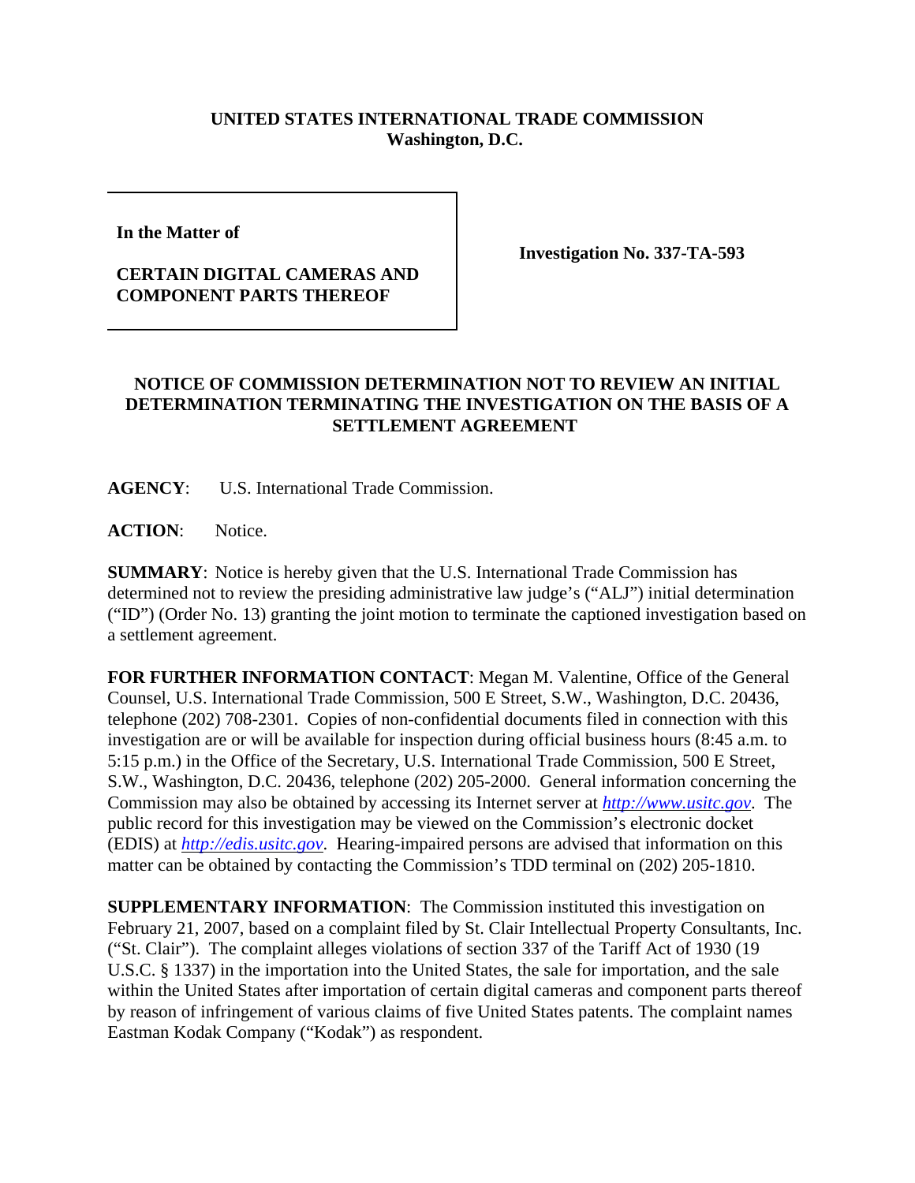**UNITED STATES INTERNATIONAL TRADE COMMISSION**
**Washington, D.C.**

| In the Matter of<br><br>**CERTAIN DIGITAL CAMERAS AND COMPONENT PARTS THEREOF** | **Investigation No. 337-TA-593** |
|---|---|

**NOTICE OF COMMISSION DETERMINATION NOT TO REVIEW AN INITIAL DETERMINATION TERMINATING THE INVESTIGATION ON THE BASIS OF A SETTLEMENT AGREEMENT**

**AGENCY**: U.S. International Trade Commission.

**ACTION**: Notice.

**SUMMARY**: Notice is hereby given that the U.S. International Trade Commission has determined not to review the presiding administrative law judge's ("ALJ") initial determination ("ID") (Order No. 13) granting the joint motion to terminate the captioned investigation based on a settlement agreement.

**FOR FURTHER INFORMATION CONTACT**: Megan M. Valentine, Office of the General Counsel, U.S. International Trade Commission, 500 E Street, S.W., Washington, D.C. 20436, telephone (202) 708-2301. Copies of non-confidential documents filed in connection with this investigation are or will be available for inspection during official business hours (8:45 a.m. to 5:15 p.m.) in the Office of the Secretary, U.S. International Trade Commission, 500 E Street, S.W., Washington, D.C. 20436, telephone (202) 205-2000. General information concerning the Commission may also be obtained by accessing its Internet server at *http://www.usitc.gov*. The public record for this investigation may be viewed on the Commission's electronic docket (EDIS) at *http://edis.usitc.gov*. Hearing-impaired persons are advised that information on this matter can be obtained by contacting the Commission's TDD terminal on (202) 205-1810.

**SUPPLEMENTARY INFORMATION**: The Commission instituted this investigation on February 21, 2007, based on a complaint filed by St. Clair Intellectual Property Consultants, Inc. ("St. Clair"). The complaint alleges violations of section 337 of the Tariff Act of 1930 (19 U.S.C. § 1337) in the importation into the United States, the sale for importation, and the sale within the United States after importation of certain digital cameras and component parts thereof by reason of infringement of various claims of five United States patents. The complaint names Eastman Kodak Company ("Kodak") as respondent.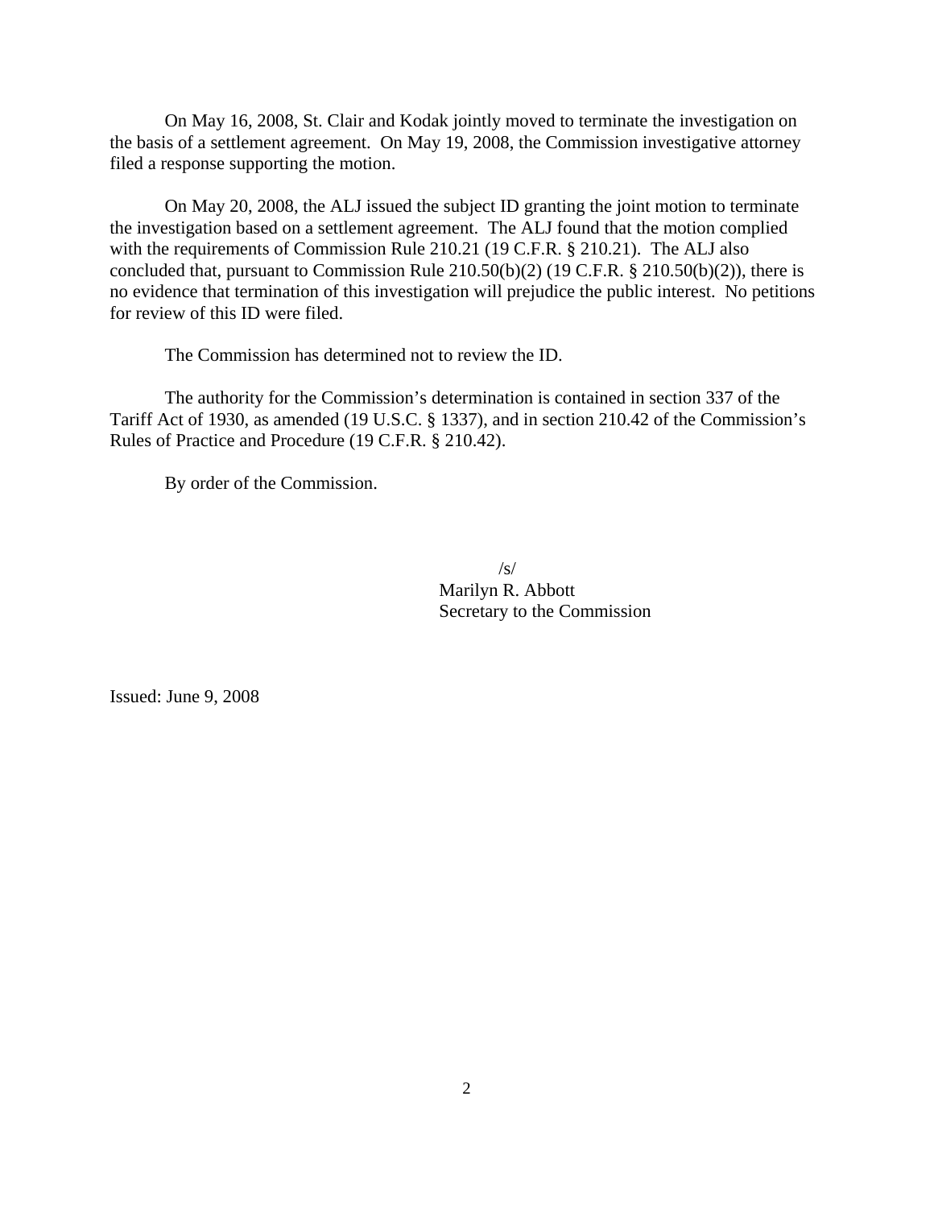On May 16, 2008, St. Clair and Kodak jointly moved to terminate the investigation on the basis of a settlement agreement. On May 19, 2008, the Commission investigative attorney filed a response supporting the motion.

On May 20, 2008, the ALJ issued the subject ID granting the joint motion to terminate the investigation based on a settlement agreement. The ALJ found that the motion complied with the requirements of Commission Rule 210.21 (19 C.F.R. § 210.21). The ALJ also concluded that, pursuant to Commission Rule 210.50(b)(2) (19 C.F.R. § 210.50(b)(2)), there is no evidence that termination of this investigation will prejudice the public interest. No petitions for review of this ID were filed.

The Commission has determined not to review the ID.

The authority for the Commission's determination is contained in section 337 of the Tariff Act of 1930, as amended (19 U.S.C. § 1337), and in section 210.42 of the Commission's Rules of Practice and Procedure (19 C.F.R. § 210.42).

By order of the Commission.

/s/
Marilyn R. Abbott
Secretary to the Commission

Issued: June 9, 2008